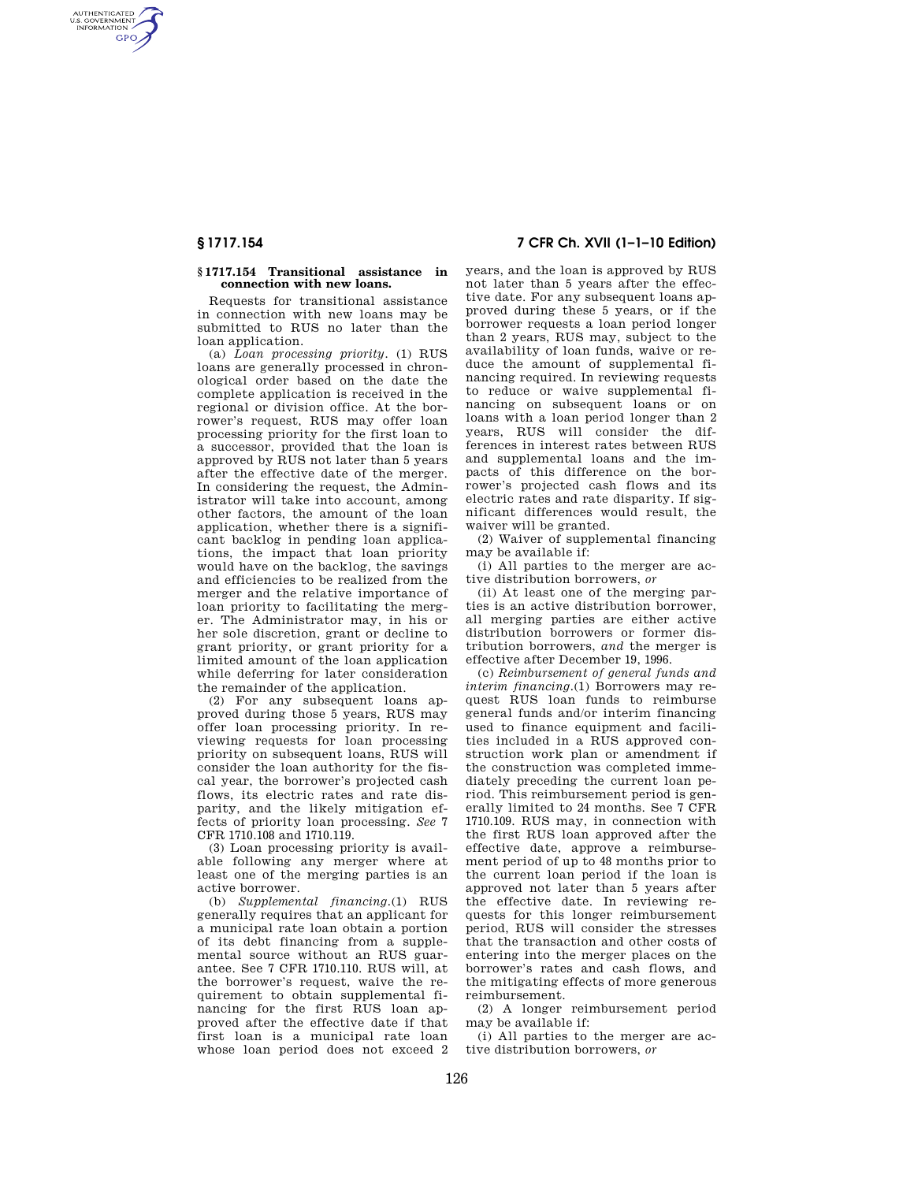## § 1717.154 Transitional assistance in connection with new loans.

Requests for transitional assistance in connection with new loans may be submitted to RUS no later than the loan application.

(a) *Loan processing priority.* (1) RUS loans are generally processed in chronological order based on the date the complete application is received in the regional or division office. At the borrower's request, RUS may offer loan processing priority for the first loan to a successor, provided that the loan is approved by RUS not later than 5 years after the effective date of the merger. In considering the request, the Administrator will take into account, among other factors, the amount of the loan application, whether there is a significant backlog in pending loan applications, the impact that loan priority would have on the backlog, the savings and efficiencies to be realized from the merger and the relative importance of loan priority to facilitating the merger. The Administrator may, in his or her sole discretion, grant or decline to grant priority, or grant priority for a limited amount of the loan application while deferring for later consideration the remainder of the application.

(2) For any subsequent loans approved during those 5 years, RUS may offer loan processing priority. In reviewing requests for loan processing priority on subsequent loans, RUS will consider the loan authority for the fiscal year, the borrower's projected cash flows, its electric rates and rate disparity, and the likely mitigation effects of priority loan processing. *See* 7 CFR 1710.108 and 1710.119.

(3) Loan processing priority is available following any merger where at least one of the merging parties is an active borrower.

(b) *Supplemental financing.*(1) RUS generally requires that an applicant for a municipal rate loan obtain a portion of its debt financing from a supplemental source without an RUS guarantee. See 7 CFR 1710.110. RUS will, at the borrower's request, waive the requirement to obtain supplemental financing for the first RUS loan approved after the effective date if that first loan is a municipal rate loan whose loan period does not exceed 2 years, and the loan is approved by RUS not later than 5 years after the effective date. For any subsequent loans approved during these 5 years, or if the borrower requests a loan period longer than 2 years, RUS may, subject to the availability of loan funds, waive or reduce the amount of supplemental financing required. In reviewing requests to reduce or waive supplemental financing on subsequent loans or on loans with a loan period longer than 2 years, RUS will consider the differences in interest rates between RUS and supplemental loans and the impacts of this difference on the borrower's projected cash flows and its electric rates and rate disparity. If significant differences would result, the waiver will be granted.

(2) Waiver of supplemental financing may be available if:

(i) All parties to the merger are active distribution borrowers, *or*

(ii) At least one of the merging parties is an active distribution borrower, all merging parties are either active distribution borrowers or former distribution borrowers, *and* the merger is effective after December 19, 1996.

(c) *Reimbursement of general funds and interim financing.*(1) Borrowers may request RUS loan funds to reimburse general funds and/or interim financing used to finance equipment and facilities included in a RUS approved construction work plan or amendment if the construction was completed immediately preceding the current loan period. This reimbursement period is generally limited to 24 months. See 7 CFR 1710.109. RUS may, in connection with the first RUS loan approved after the effective date, approve a reimbursement period of up to 48 months prior to the current loan period if the loan is approved not later than 5 years after the effective date. In reviewing requests for this longer reimbursement period, RUS will consider the stresses that the transaction and other costs of entering into the merger places on the borrower's rates and cash flows, and the mitigating effects of more generous reimbursement.

(2) A longer reimbursement period may be available if:

(i) All parties to the merger are active distribution borrowers, *or*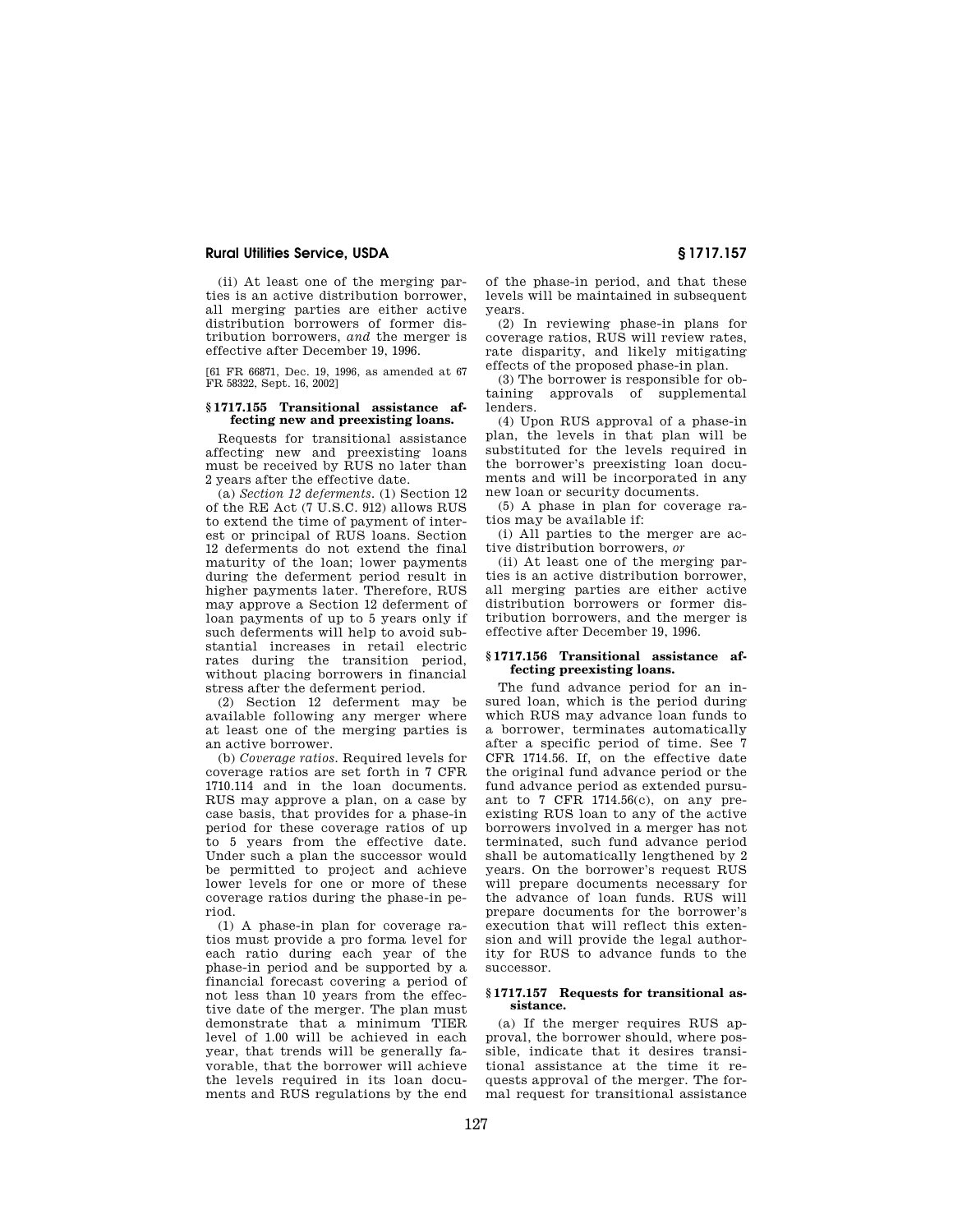(ii) At least one of the merging parties is an active distribution borrower, all merging parties are either active distribution borrowers of former distribution borrowers, *and* the merger is effective after December 19, 1996.

[61 FR 66871, Dec. 19, 1996, as amended at 67 FR 58322, Sept. 16, 2002]

### § 1717.155 Transitional assistance affecting new and preexisting loans.

Requests for transitional assistance affecting new and preexisting loans must be received by RUS no later than 2 years after the effective date.

(a) *Section 12 deferments.* (1) Section 12 of the RE Act (7 U.S.C. 912) allows RUS to extend the time of payment of interest or principal of RUS loans. Section 12 deferments do not extend the final maturity of the loan; lower payments during the deferment period result in higher payments later. Therefore, RUS may approve a Section 12 deferment of loan payments of up to 5 years only if such deferments will help to avoid substantial increases in retail electric rates during the transition period, without placing borrowers in financial stress after the deferment period.

(2) Section 12 deferment may be available following any merger where at least one of the merging parties is an active borrower.

(b) *Coverage ratios.* Required levels for coverage ratios are set forth in 7 CFR 1710.114 and in the loan documents. RUS may approve a plan, on a case by case basis, that provides for a phase-in period for these coverage ratios of up to 5 years from the effective date. Under such a plan the successor would be permitted to project and achieve lower levels for one or more of these coverage ratios during the phase-in period.

(1) A phase-in plan for coverage ratios must provide a pro forma level for each ratio during each year of the phase-in period and be supported by a financial forecast covering a period of not less than 10 years from the effective date of the merger. The plan must demonstrate that a minimum TIER level of 1.00 will be achieved in each year, that trends will be generally favorable, that the borrower will achieve the levels required in its loan documents and RUS regulations by the end of the phase-in period, and that these levels will be maintained in subsequent years.

(2) In reviewing phase-in plans for coverage ratios, RUS will review rates, rate disparity, and likely mitigating effects of the proposed phase-in plan.

(3) The borrower is responsible for obtaining approvals of supplemental lenders.

(4) Upon RUS approval of a phase-in plan, the levels in that plan will be substituted for the levels required in the borrower's preexisting loan documents and will be incorporated in any new loan or security documents.

(5) A phase in plan for coverage ratios may be available if:

(i) All parties to the merger are active distribution borrowers, *or*

(ii) At least one of the merging parties is an active distribution borrower, all merging parties are either active distribution borrowers or former distribution borrowers, and the merger is effective after December 19, 1996.

### § 1717.156 Transitional assistance affecting preexisting loans.

The fund advance period for an insured loan, which is the period during which RUS may advance loan funds to a borrower, terminates automatically after a specific period of time. See 7 CFR 1714.56. If, on the effective date the original fund advance period or the fund advance period as extended pursuant to 7 CFR 1714.56(c), on any preexisting RUS loan to any of the active borrowers involved in a merger has not terminated, such fund advance period shall be automatically lengthened by 2 years. On the borrower's request RUS will prepare documents necessary for the advance of loan funds. RUS will prepare documents for the borrower's execution that will reflect this extension and will provide the legal authority for RUS to advance funds to the successor.

### § 1717.157 Requests for transitional assistance.

(a) If the merger requires RUS approval, the borrower should, where possible, indicate that it desires transitional assistance at the time it requests approval of the merger. The formal request for transitional assistance